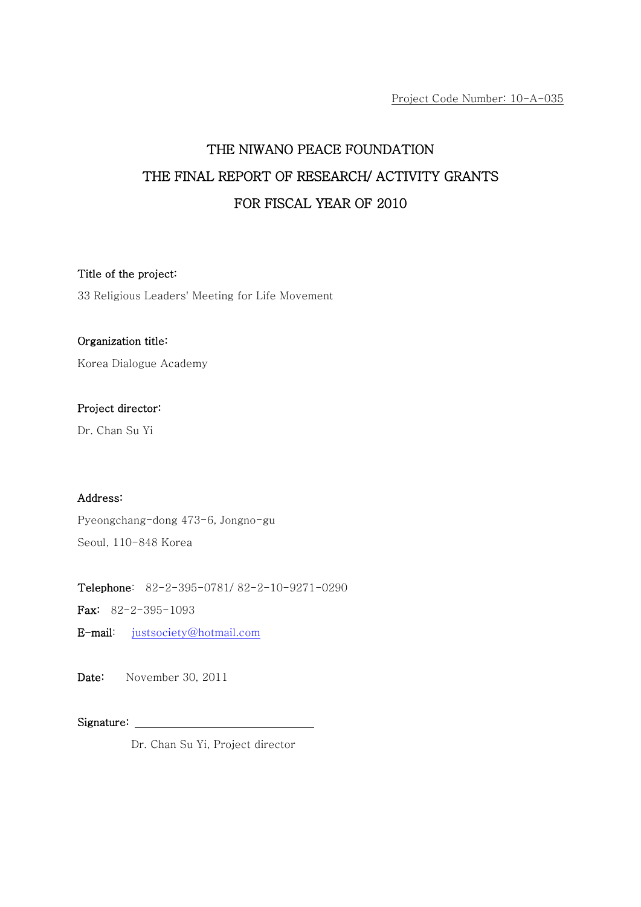Project Code Number: 10-A-035

# THE NIWANO PEACE FOUNDATION
# THE FINAL REPORT OF RESEARCH/ ACTIVITY GRANTS
# FOR FISCAL YEAR OF 2010

**Title of the project:**

33 Religious Leaders' Meeting for Life Movement

**Organization title:**

Korea Dialogue Academy

**Project director:**

Dr. Chan Su Yi

**Address:**

Pyeongchang-dong 473-6, Jongno-gu

Seoul, 110-848 Korea

**Telephone**: 82-2-395-0781/ 82-2-10-9271-0290

**Fax**: 82-2-395-1093

**E-mail**: justsociety@hotmail.com

**Date**: November 30, 2011

**Signature**: ______________________________

Dr. Chan Su Yi, Project director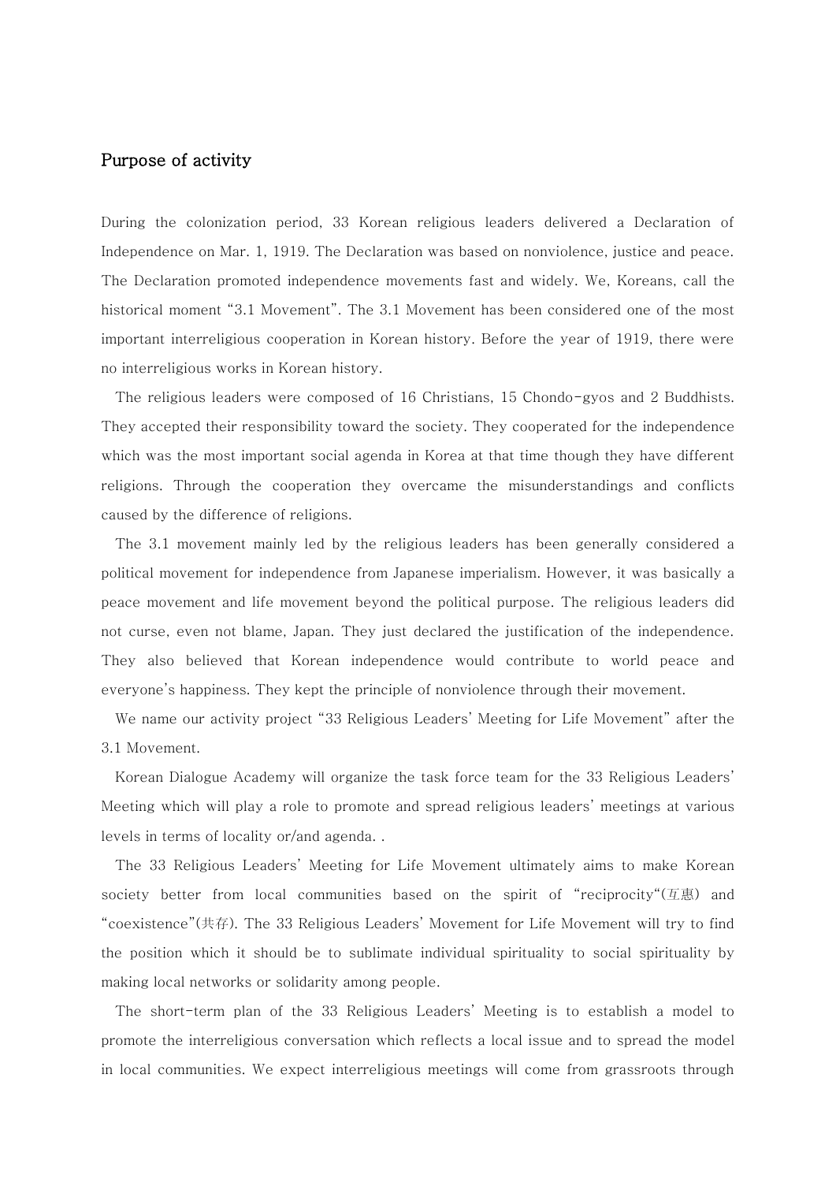## Purpose of activity

During the colonization period, 33 Korean religious leaders delivered a Declaration of Independence on Mar. 1, 1919. The Declaration was based on nonviolence, justice and peace. The Declaration promoted independence movements fast and widely. We, Koreans, call the historical moment "3.1 Movement". The 3.1 Movement has been considered one of the most important interreligious cooperation in Korean history. Before the year of 1919, there were no interreligious works in Korean history.

The religious leaders were composed of 16 Christians, 15 Chondo-gyos and 2 Buddhists. They accepted their responsibility toward the society. They cooperated for the independence which was the most important social agenda in Korea at that time though they have different religions. Through the cooperation they overcame the misunderstandings and conflicts caused by the difference of religions.

The 3.1 movement mainly led by the religious leaders has been generally considered a political movement for independence from Japanese imperialism. However, it was basically a peace movement and life movement beyond the political purpose. The religious leaders did not curse, even not blame, Japan. They just declared the justification of the independence. They also believed that Korean independence would contribute to world peace and everyone's happiness. They kept the principle of nonviolence through their movement.

We name our activity project "33 Religious Leaders' Meeting for Life Movement" after the 3.1 Movement.

Korean Dialogue Academy will organize the task force team for the 33 Religious Leaders' Meeting which will play a role to promote and spread religious leaders' meetings at various levels in terms of locality or/and agenda. .

The 33 Religious Leaders' Meeting for Life Movement ultimately aims to make Korean society better from local communities based on the spirit of "reciprocity"(互惠) and "coexistence"(共存). The 33 Religious Leaders' Movement for Life Movement will try to find the position which it should be to sublimate individual spirituality to social spirituality by making local networks or solidarity among people.

The short-term plan of the 33 Religious Leaders' Meeting is to establish a model to promote the interreligious conversation which reflects a local issue and to spread the model in local communities. We expect interreligious meetings will come from grassroots through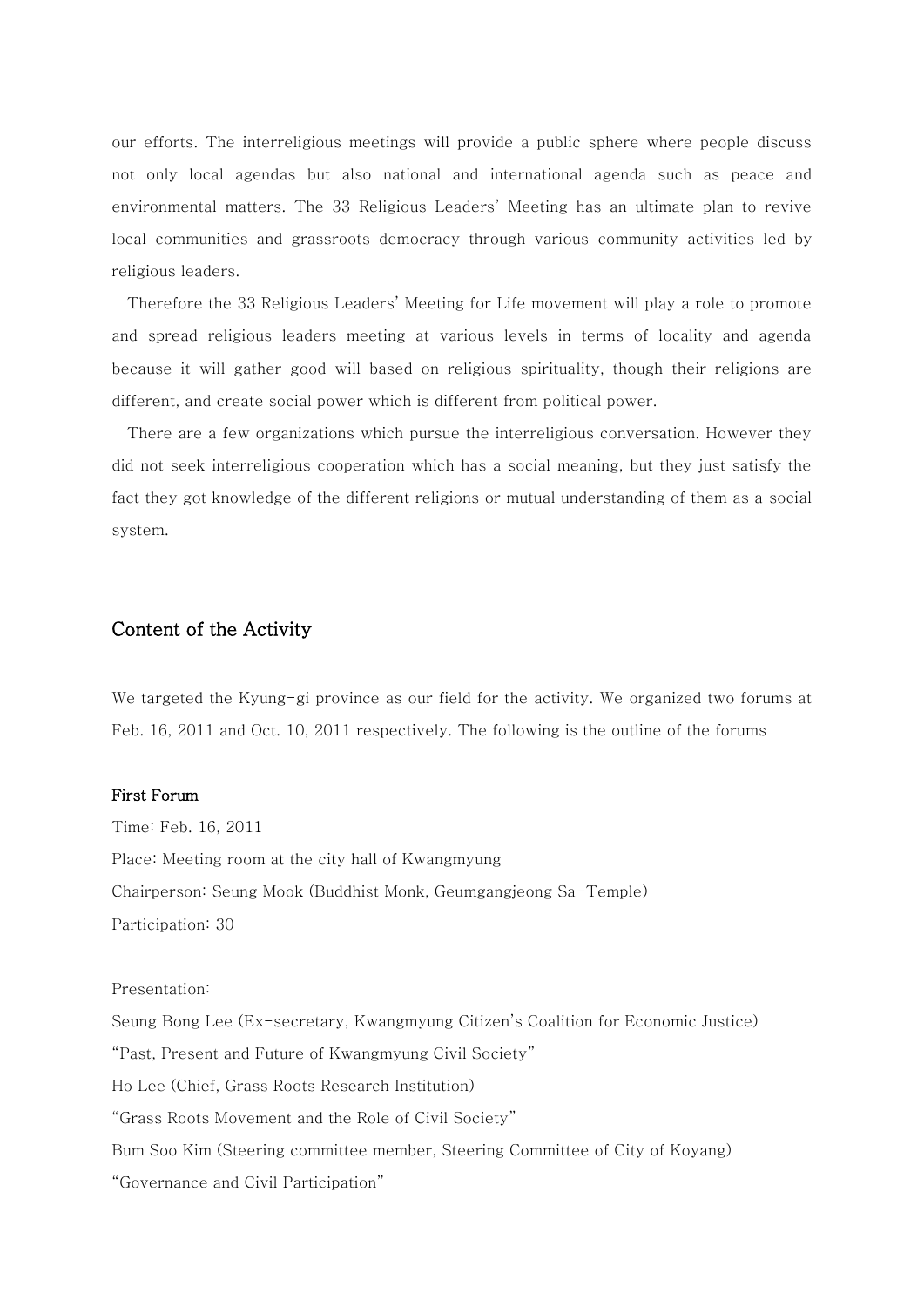our efforts. The interreligious meetings will provide a public sphere where people discuss not only local agendas but also national and international agenda such as peace and environmental matters. The 33 Religious Leaders' Meeting has an ultimate plan to revive local communities and grassroots democracy through various community activities led by religious leaders.

Therefore the 33 Religious Leaders' Meeting for Life movement will play a role to promote and spread religious leaders meeting at various levels in terms of locality and agenda because it will gather good will based on religious spirituality, though their religions are different, and create social power which is different from political power.

There are a few organizations which pursue the interreligious conversation. However they did not seek interreligious cooperation which has a social meaning, but they just satisfy the fact they got knowledge of the different religions or mutual understanding of them as a social system.

## Content of the Activity

We targeted the Kyung-gi province as our field for the activity. We organized two forums at Feb. 16, 2011 and Oct. 10, 2011 respectively. The following is the outline of the forums

### First Forum

Time: Feb. 16, 2011

Place: Meeting room at the city hall of Kwangmyung

Chairperson: Seung Mook (Buddhist Monk, Geumgangjeong Sa-Temple)

Participation: 30

Presentation:

Seung Bong Lee (Ex-secretary, Kwangmyung Citizen's Coalition for Economic Justice)

"Past, Present and Future of Kwangmyung Civil Society"

Ho Lee (Chief, Grass Roots Research Institution)

"Grass Roots Movement and the Role of Civil Society"

Bum Soo Kim (Steering committee member, Steering Committee of City of Koyang)

"Governance and Civil Participation"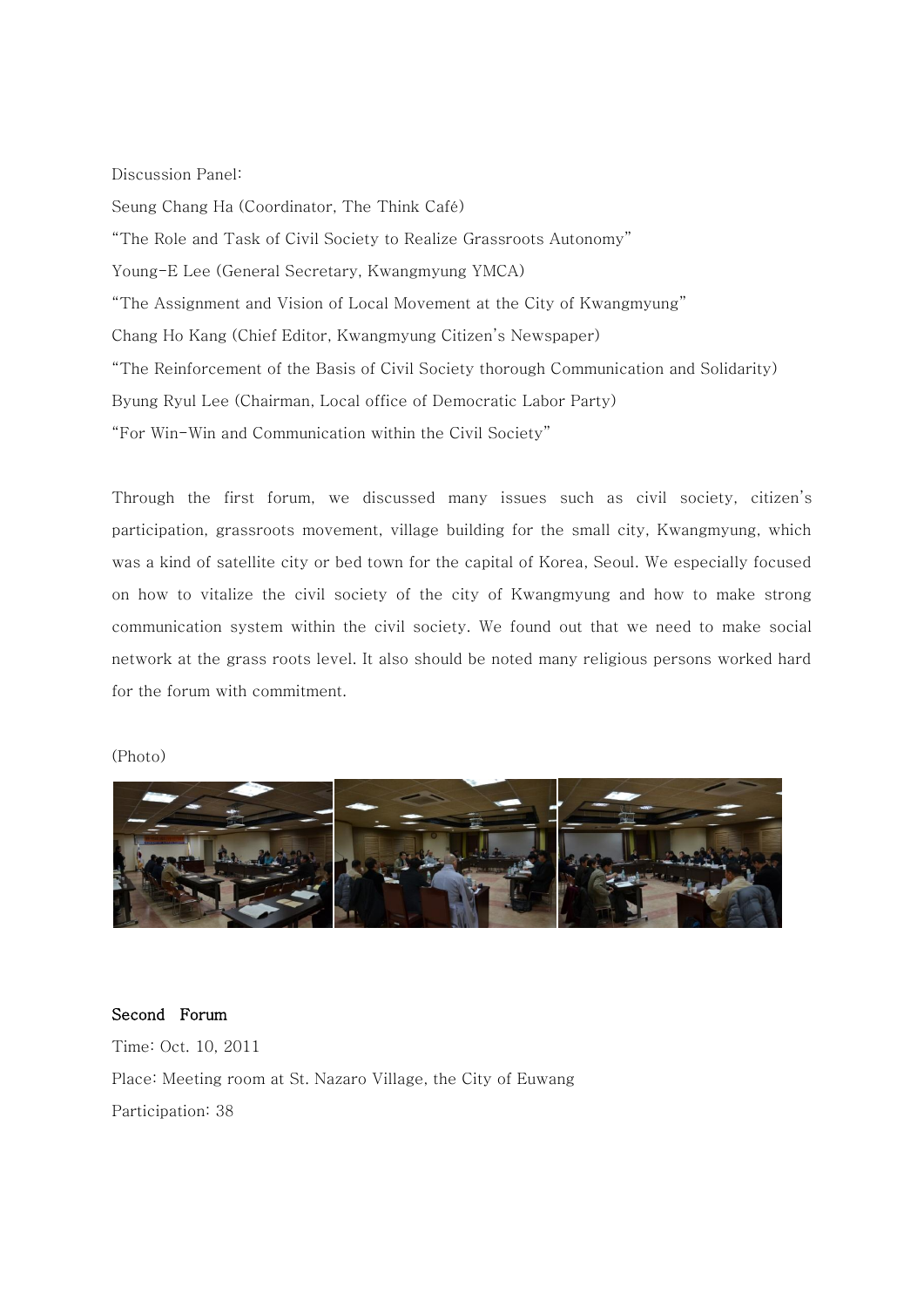Discussion Panel:

Seung Chang Ha (Coordinator, The Think Café)

"The Role and Task of Civil Society to Realize Grassroots Autonomy"

Young-E Lee (General Secretary, Kwangmyung YMCA)

"The Assignment and Vision of Local Movement at the City of Kwangmyung"

Chang Ho Kang (Chief Editor, Kwangmyung Citizen's Newspaper)

"The Reinforcement of the Basis of Civil Society thorough Communication and Solidarity)

Byung Ryul Lee (Chairman, Local office of Democratic Labor Party)

"For Win-Win and Communication within the Civil Society"

Through the first forum, we discussed many issues such as civil society, citizen's participation, grassroots movement, village building for the small city, Kwangmyung, which was a kind of satellite city or bed town for the capital of Korea, Seoul. We especially focused on how to vitalize the civil society of the city of Kwangmyung and how to make strong communication system within the civil society. We found out that we need to make social network at the grass roots level. It also should be noted many religious persons worked hard for the forum with commitment.

(Photo)

**Second Forum**

Time: Oct. 10, 2011

Place: Meeting room at St. Nazaro Village, the City of Euwang

Participation: 38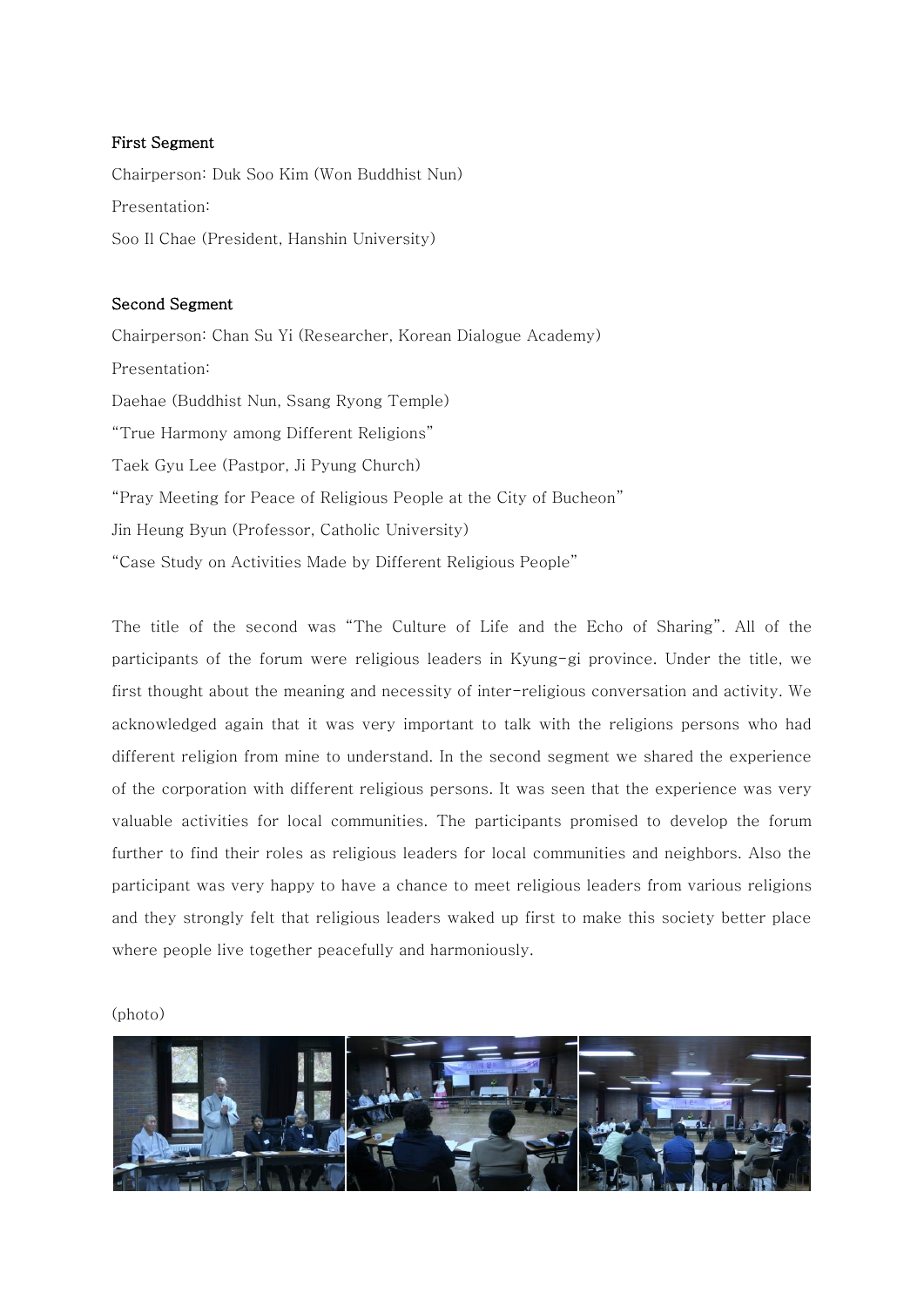**First Segment**

Chairperson: Duk Soo Kim (Won Buddhist Nun)

Presentation:

Soo Il Chae (President, Hanshin University)

**Second Segment**

Chairperson: Chan Su Yi (Researcher, Korean Dialogue Academy)

Presentation:

Daehae (Buddhist Nun, Ssang Ryong Temple)

"True Harmony among Different Religions"

Taek Gyu Lee (Pastpor, Ji Pyung Church)

"Pray Meeting for Peace of Religious People at the City of Bucheon"

Jin Heung Byun (Professor, Catholic University)

"Case Study on Activities Made by Different Religious People"

The title of the second was "The Culture of Life and the Echo of Sharing". All of the participants of the forum were religious leaders in Kyung-gi province. Under the title, we first thought about the meaning and necessity of inter-religious conversation and activity. We acknowledged again that it was very important to talk with the religions persons who had different religion from mine to understand. In the second segment we shared the experience of the corporation with different religious persons. It was seen that the experience was very valuable activities for local communities. The participants promised to develop the forum further to find their roles as religious leaders for local communities and neighbors. Also the participant was very happy to have a chance to meet religious leaders from various religions and they strongly felt that religious leaders waked up first to make this society better place where people live together peacefully and harmoniously.

(photo)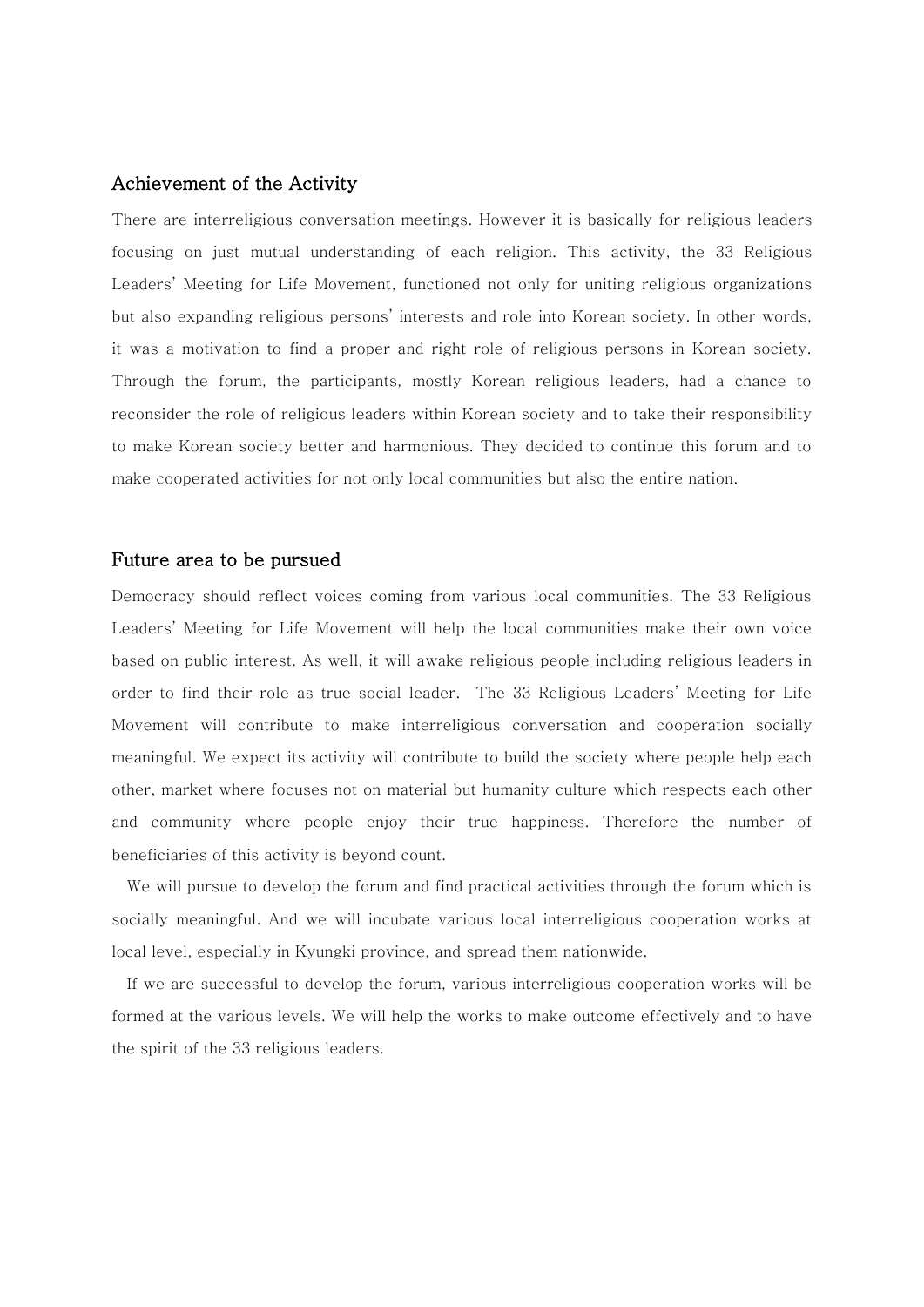## Achievement of the Activity

There are interreligious conversation meetings. However it is basically for religious leaders focusing on just mutual understanding of each religion. This activity, the 33 Religious Leaders' Meeting for Life Movement, functioned not only for uniting religious organizations but also expanding religious persons' interests and role into Korean society. In other words, it was a motivation to find a proper and right role of religious persons in Korean society. Through the forum, the participants, mostly Korean religious leaders, had a chance to reconsider the role of religious leaders within Korean society and to take their responsibility to make Korean society better and harmonious. They decided to continue this forum and to make cooperated activities for not only local communities but also the entire nation.

## Future area to be pursued

Democracy should reflect voices coming from various local communities. The 33 Religious Leaders' Meeting for Life Movement will help the local communities make their own voice based on public interest. As well, it will awake religious people including religious leaders in order to find their role as true social leader. The 33 Religious Leaders' Meeting for Life Movement will contribute to make interreligious conversation and cooperation socially meaningful. We expect its activity will contribute to build the society where people help each other, market where focuses not on material but humanity culture which respects each other and community where people enjoy their true happiness. Therefore the number of beneficiaries of this activity is beyond count.

We will pursue to develop the forum and find practical activities through the forum which is socially meaningful. And we will incubate various local interreligious cooperation works at local level, especially in Kyungki province, and spread them nationwide.

If we are successful to develop the forum, various interreligious cooperation works will be formed at the various levels. We will help the works to make outcome effectively and to have the spirit of the 33 religious leaders.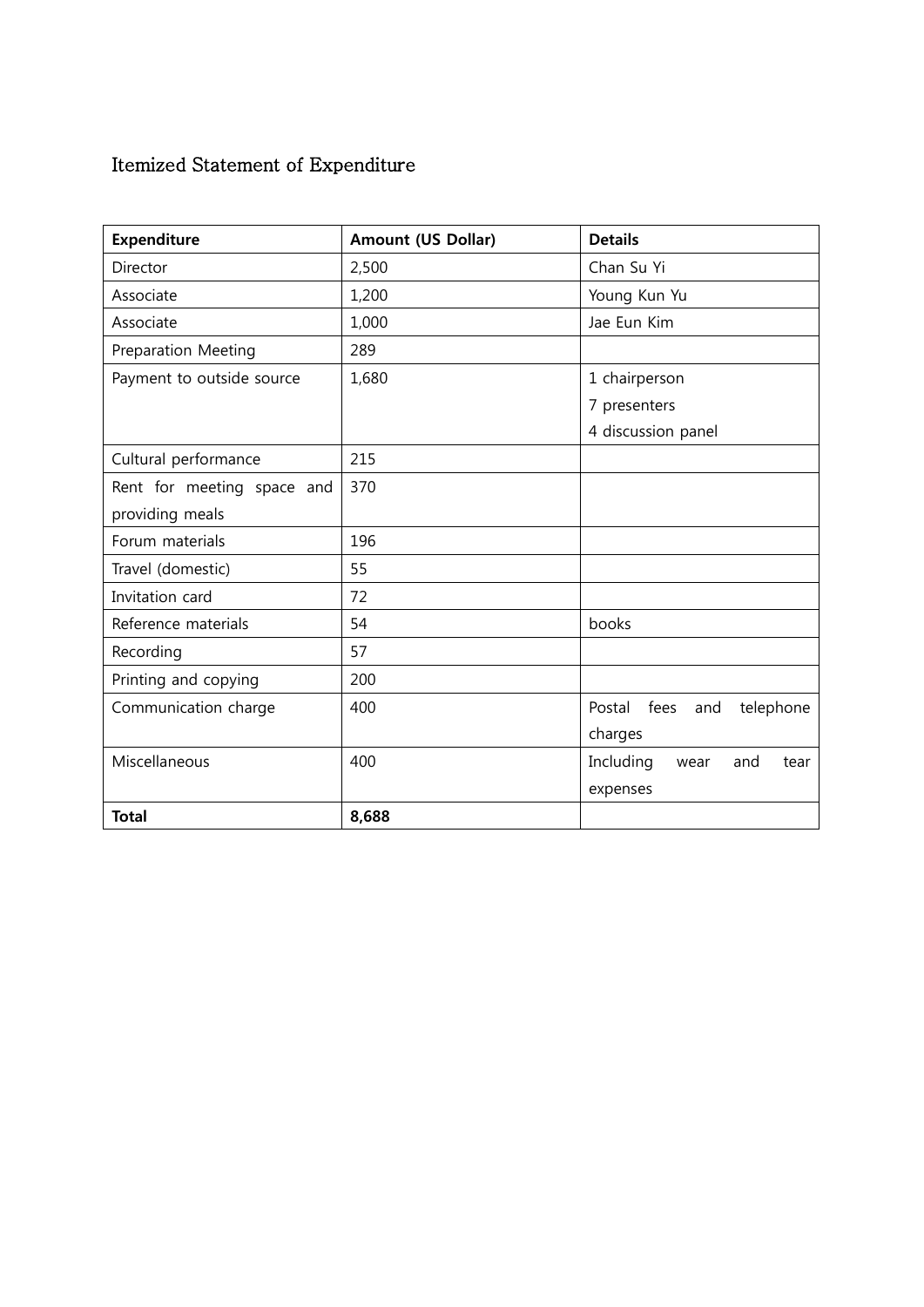# Itemized Statement of Expenditure

| Expenditure | Amount (US Dollar) | Details |
| --- | --- | --- |
| Director | 2,500 | Chan Su Yi |
| Associate | 1,200 | Young Kun Yu |
| Associate | 1,000 | Jae Eun Kim |
| Preparation Meeting | 289 | |
| Payment to outside source | 1,680 | 1 chairperson<br>7 presenters<br>4 discussion panel |
| Cultural performance | 215 | |
| Rent for meeting space and providing meals | 370 | |
| Forum materials | 196 | |
| Travel (domestic) | 55 | |
| Invitation card | 72 | |
| Reference materials | 54 | books |
| Recording | 57 | |
| Printing and copying | 200 | |
| Communication charge | 400 | Postal fees and telephone charges |
| Miscellaneous | 400 | Including wear and tear expenses |
| **Total** | **8,688** | |